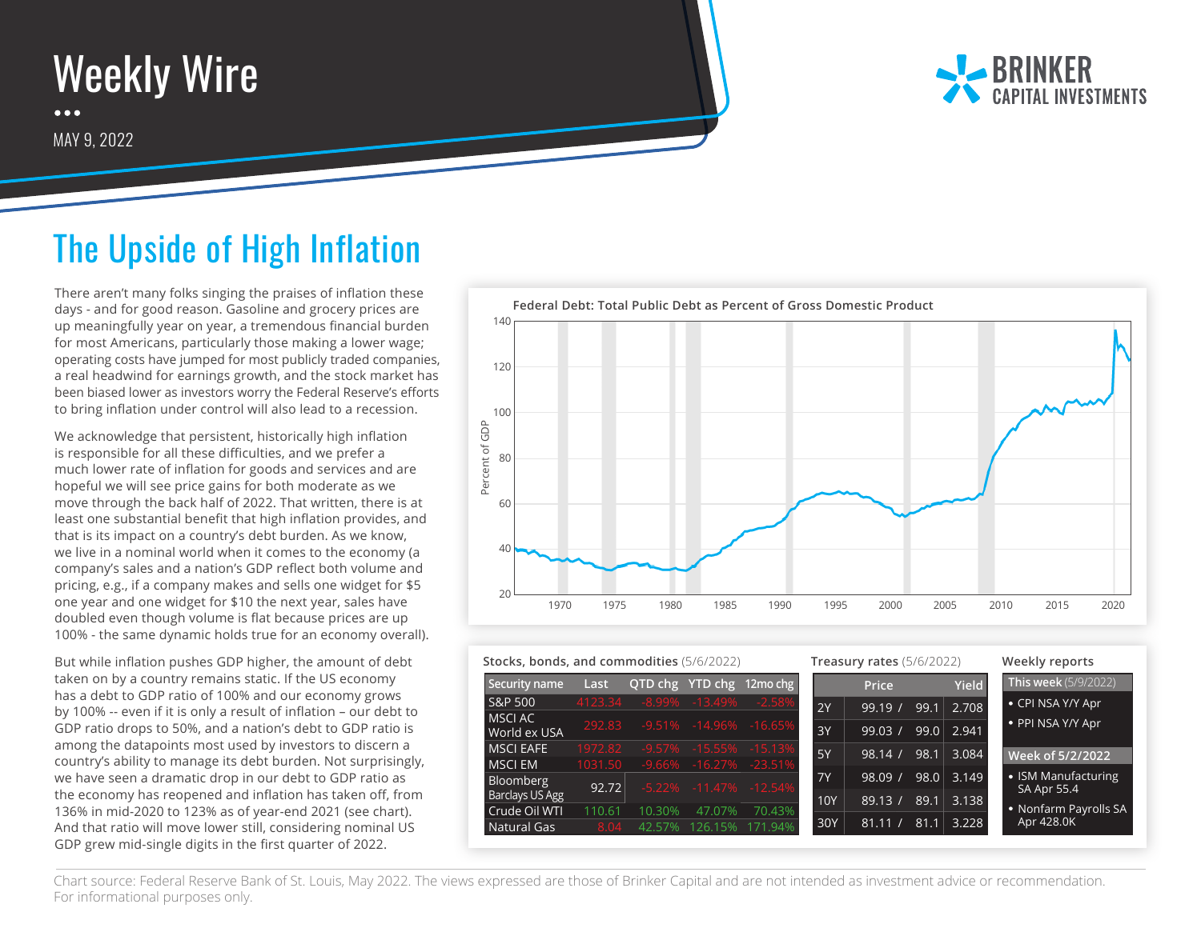# Weekly Wire

MAY 9, 2022

BRINKER CAPITAL INVESTMENTS

## The Upside of High Inflation

There aren't many folks singing the praises of inflation these days - and for good reason. Gasoline and grocery prices are up meaningfully year on year, a tremendous financial burden for most Americans, particularly those making a lower wage; operating costs have jumped for most publicly traded companies, a real headwind for earnings growth, and the stock market has been biased lower as investors worry the Federal Reserve's efforts to bring inflation under control will also lead to a recession.

We acknowledge that persistent, historically high inflation is responsible for all these difficulties, and we prefer a much lower rate of inflation for goods and services and are hopeful we will see price gains for both moderate as we move through the back half of 2022. That written, there is at least one substantial benefit that high inflation provides, and that is its impact on a country's debt burden. As we know, we live in a nominal world when it comes to the economy (a company's sales and a nation's GDP reflect both volume and pricing, e.g., if a company makes and sells one widget for $5 one year and one widget for $10 the next year, sales have doubled even though volume is flat because prices are up 100% - the same dynamic holds true for an economy overall).

But while inflation pushes GDP higher, the amount of debt taken on by a country remains static. If the US economy has a debt to GDP ratio of 100% and our economy grows by 100% -- even if it is only a result of inflation – our debt to GDP ratio drops to 50%, and a nation's debt to GDP ratio is among the datapoints most used by investors to discern a country's ability to manage its debt burden. Not surprisingly, we have seen a dramatic drop in our debt to GDP ratio as the economy has reopened and inflation has taken off, from 136% in mid-2020 to 123% as of year-end 2021 (see chart). And that ratio will move lower still, considering nominal US GDP grew mid-single digits in the first quarter of 2022.

**Federal Debt: Total Public Debt as Percent of Gross Domestic Product**

**Stocks, bonds, and commodities** (5/6/2022)

| Security name | Last | QTD chg | YTD chg | 12mo chg |
|---|---|---|---|---|
| S&P 500 | 4123.34 | -8.99% | -13.49% | -2.58% |
| MSCI AC World ex USA | 292.83 | -9.51% | -14.96% | -16.65% |
| MSCI EAFE | 1972.82 | -9.57% | -15.55% | -15.13% |
| MSCI EM | 1031.50 | -9.66% | -16.27% | -23.51% |
| Bloomberg Barclays US Agg | 92.72 | -5.22% | -11.47% | -12.54% |
| Crude Oil WTI | 110.61 | 10.30% | 47.07% | 70.43% |
| Natural Gas | 8.04 | 42.57% | 126.15% | 171.94% |

**Treasury rates** (5/6/2022)

| | Price | | Yield |
|---|---|---|---|
| 2Y | 99.19 / | 99.1 | 2.708 |
| 3Y | 99.03 / | 99.0 | 2.941 |
| 5Y | 98.14 / | 98.1 | 3.084 |
| 7Y | 98.09 / | 98.0 | 3.149 |
| 10Y | 89.13 / | 89.1 | 3.138 |
| 30Y | 81.11 / | 81.1 | 3.228 |

**Weekly reports**

This week (5/9/2022)
- CPI NSA Y/Y Apr
- PPI NSA Y/Y Apr

Week of 5/2/2022
- ISM Manufacturing SA Apr 55.4
- Nonfarm Payrolls SA Apr 428.0K

Chart source: Federal Reserve Bank of St. Louis, May 2022. The views expressed are those of Brinker Capital and are not intended as investment advice or recommendation. For informational purposes only.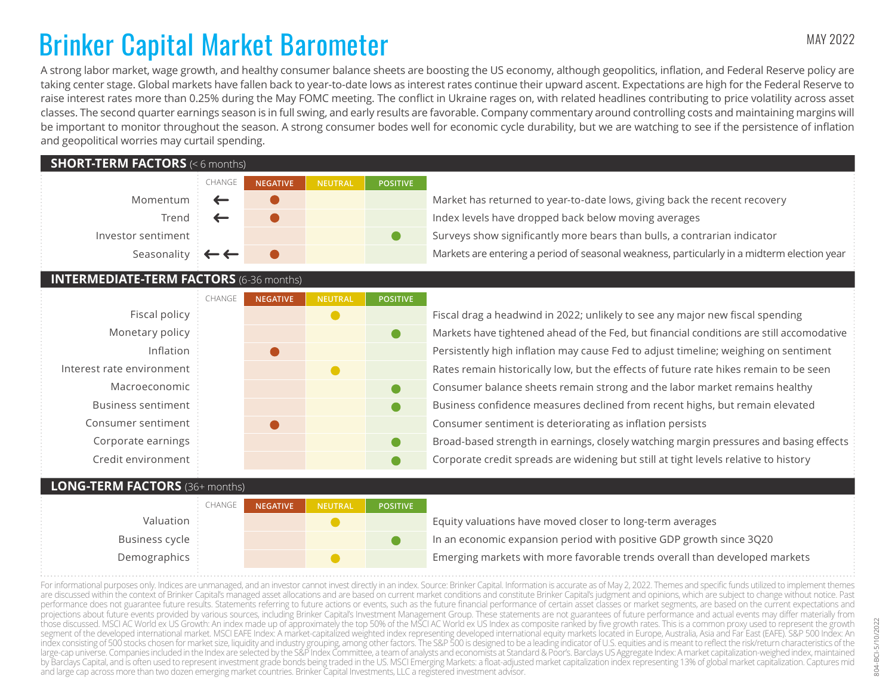# Brinker Capital Market Barometer

MAY 2022

A strong labor market, wage growth, and healthy consumer balance sheets are boosting the US economy, although geopolitics, inflation, and Federal Reserve policy are taking center stage. Global markets have fallen back to year-to-date lows as interest rates continue their upward ascent. Expectations are high for the Federal Reserve to raise interest rates more than 0.25% during the May FOMC meeting. The conflict in Ukraine rages on, with related headlines contributing to price volatility across asset classes. The second quarter earnings season is in full swing, and early results are favorable. Company commentary around controlling costs and maintaining margins will be important to monitor throughout the season. A strong consumer bodes well for economic cycle durability, but we are watching to see if the persistence of inflation and geopolitical worries may curtail spending.

## SHORT-TERM FACTORS (< 6 months)

| | CHANGE | NEGATIVE | NEUTRAL | POSITIVE | |
|---|---|---|---|---|---|
| Momentum | ← | ● | | | Market has returned to year-to-date lows, giving back the recent recovery |
| Trend | ← | ● | | | Index levels have dropped back below moving averages |
| Investor sentiment | | | | ● | Surveys show significantly more bears than bulls, a contrarian indicator |
| Seasonality | ←← | ● | | | Markets are entering a period of seasonal weakness, particularly in a midterm election year |

## INTERMEDIATE-TERM FACTORS (6-36 months)

| | CHANGE | NEGATIVE | NEUTRAL | POSITIVE | |
|---|---|---|---|---|---|
| Fiscal policy | | | ● | | Fiscal drag a headwind in 2022; unlikely to see any major new fiscal spending |
| Monetary policy | | | | ● | Markets have tightened ahead of the Fed, but financial conditions are still accomodative |
| Inflation | | ● | | | Persistently high inflation may cause Fed to adjust timeline; weighing on sentiment |
| Interest rate environment | | | ● | | Rates remain historically low, but the effects of future rate hikes remain to be seen |
| Macroeconomic | | | | ● | Consumer balance sheets remain strong and the labor market remains healthy |
| Business sentiment | | | | ● | Business confidence measures declined from recent highs, but remain elevated |
| Consumer sentiment | | ● | | | Consumer sentiment is deteriorating as inflation persists |
| Corporate earnings | | | | ● | Broad-based strength in earnings, closely watching margin pressures and basing effects |
| Credit environment | | | | ● | Corporate credit spreads are widening but still at tight levels relative to history |

## LONG-TERM FACTORS (36+ months)

| | CHANGE | NEGATIVE | NEUTRAL | POSITIVE | |
|---|---|---|---|---|---|
| Valuation | | | ● | | Equity valuations have moved closer to long-term averages |
| Business cycle | | | | ● | In an economic expansion period with positive GDP growth since 3Q20 |
| Demographics | | | ● | | Emerging markets with more favorable trends overall than developed markets |

For informational purposes only. Indices are unmanaged, and an investor cannot invest directly in an index. Source: Brinker Capital. Information is accurate as of May 2, 2022. Themes and specific funds utilized to implement themes are discussed within the context of Brinker Capital's managed asset allocations and are based on current market conditions and constitute Brinker Capital's judgment and opinions, which are subject to change without notice. Past performance does not guarantee future results. Statements referring to future actions or events, such as the future financial performance of certain asset classes or market segments, are based on the current expectations and projections about future events provided by various sources, including Brinker Capital's Investment Management Group. These statements are not guarantees of future performance and actual events may differ materially from those discussed. MSCI AC World ex US Growth: An index made up of approximately the top 50% of the MSCI AC World ex US Index as composite ranked by five growth rates. This is a common proxy used to represent the growth segment of the developed international market. MSCI EAFE Index: A market-capitalized weighted index representing developed international equity markets located in Europe, Australia, Asia and Far East (EAFE). S&P 500 Index: An index consisting of 500 stocks chosen for market size, liquidity and industry grouping, among other factors. The S&P 500 is designed to be a leading indicator of U.S. equities and is meant to reflect the risk/return characteristics of the large-cap universe. Companies included in the Index are selected by the S&P Index Committee, a team of analysts and economists at Standard & Poor's. Barclays US Aggregate Index: A market capitalization-weighed index, maintained by Barclays Capital, and is often used to represent investment grade bonds being traded in the US. MSCI Emerging Markets: a float-adjusted market capitalization index representing 13% of global market capitalization. Captures mid and large cap across more than two dozen emerging market countries. Brinker Capital Investments, LLC a registered investment advisor.

804-BCI-5/10/2022